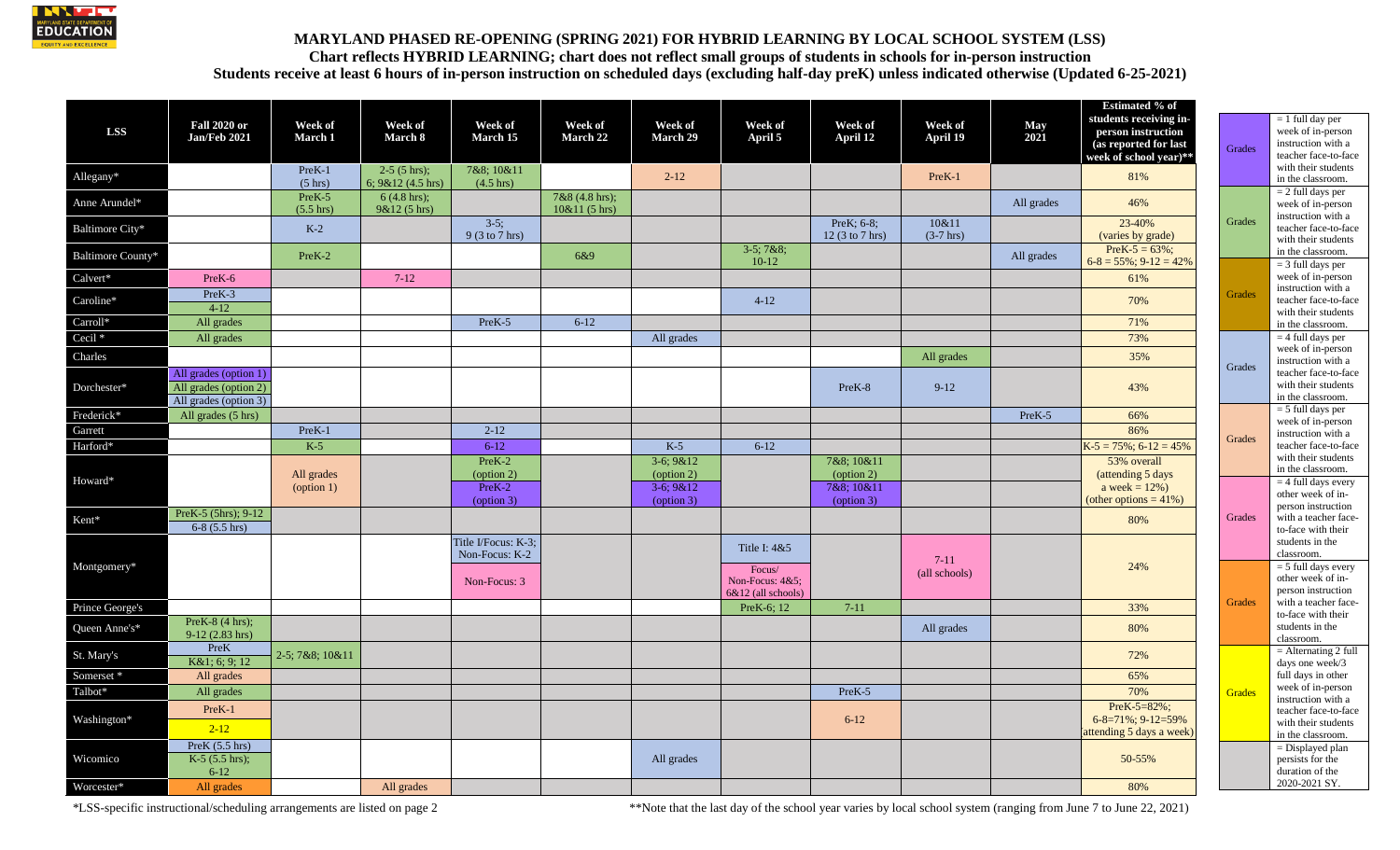# MARYLAND PHASED RE-OPENING (SPRING 2021) FOR HYBRID LEARNING BY LOCAL SCHOOL SYSTEM (LSS)

**Chart reflects HYBRID LEARNING; chart does not reflect small groups of students in schools for in-person instruction**

**Students receive at least 6 hours of in-person instruction on scheduled days (excluding half-day preK) unless indicated otherwise (Updated 6-25-2021)**

| LSS | Fall 2020 or Jan/Feb 2021 | Week of March 1 | Week of March 8 | Week of March 15 | Week of March 22 | Week of March 29 | Week of April 5 | Week of April 12 | Week of April 19 | May 2021 | Estimated % of students receiving in-person instruction (as reported for last week of school year)** |
|---|---|---|---|---|---|---|---|---|---|---|---|
| Allegany* | | PreK-1 (5 hrs) | 2-5 (5 hrs); 6; 9&12 (4.5 hrs) | 7&8; 10&11 (4.5 hrs) | | 2-12 | | | PreK-1 | | 81% |
| Anne Arundel* | | PreK-5 (5.5 hrs) | 6 (4.8 hrs); 9&12 (5 hrs) | | 7&8 (4.8 hrs); 10&11 (5 hrs) | | | | | All grades | 46% |
| Baltimore City* | | K-2 | | 3-5; 9 (3 to 7 hrs) | | | | PreK; 6-8; 12 (3 to 7 hrs) | 10&11 (3-7 hrs) | | 23-40% (varies by grade) |
| Baltimore County* | | PreK-2 | | | 6&9 | | 3-5; 7&8; 10-12 | | | All grades | PreK-5 = 63%; 6-8 = 55%; 9-12 = 42% |
| Calvert* | PreK-6 | | 7-12 | | | | | | | | 61% |
| Caroline* | PreK-3<br>4-12 | | | | | | 4-12 | | | | 70% |
| Carroll* | All grades | | | PreK-5 | 6-12 | | | | | | 71% |
| Cecil * | All grades | | | | | All grades | | | | | 73% |
| Charles | | | | | | | | | All grades | | 35% |
| Dorchester* | All grades (option 1)<br>All grades (option 2)<br>All grades (option 3) | | | | | | | PreK-8 | 9-12 | | 43% |
| Frederick* | All grades (5 hrs) | | | | | | | | | PreK-5 | 66% |
| Garrett | | PreK-1 | | 2-12 | | | | | | | 86% |
| Harford* | | K-5 | | 6-12 | | K-5 | 6-12 | | | | K-5 = 75%; 6-12 = 45% |
| Howard* | | All grades (option 1) | | PreK-2 (option 2)<br>PreK-2 (option 3) | | 3-6; 9&12 (option 2)<br>3-6; 9&12 (option 3) | | 7&8; 10&11 (option 2)<br>7&8; 10&11 (option 3) | | | 53% overall (attending 5 days a week = 12%) (other options = 41%) |
| Kent* | PreK-5 (5hrs); 9-12<br>6-8 (5.5 hrs) | | | | | | | | | | 80% |
| Montgomery* | | | | Title I/Focus: K-3; Non-Focus: K-2<br>Non-Focus: 3 | | | Title I: 4&5<br>Focus/ Non-Focus: 4&5; 6&12 (all schools) | | 7-11 (all schools) | | 24% |
| Prince George's | | | | | | | PreK-6; 12 | 7-11 | | | 33% |
| Queen Anne's* | PreK-8 (4 hrs); 9-12 (2.83 hrs) | | | | | | | | All grades | | 80% |
| St. Mary's | PreK<br>K&1; 6; 9; 12 | 2-5; 7&8; 10&11 | | | | | | | | | 72% |
| Somerset * | All grades | | | | | | | | | | 65% |
| Talbot* | All grades | | | | | | | PreK-5 | | | 70% |
| Washington* | PreK-1<br>2-12 | | | | | | | 6-12 | | | PreK-5=82%; 6-8=71%; 9-12=59% (attending 5 days a week) |
| Wicomico | PreK (5.5 hrs)<br>K-5 (5.5 hrs);<br>6-12 | | | | | All grades | | | | | 50-55% |
| Worcester* | All grades | | All grades | | | | | | | | 80% |

**Legend:**

| Key | Meaning |
|---|---|
| Grades | = 1 full day per week of in-person instruction with a teacher face-to-face with their students in the classroom. |
| Grades | = 2 full days per week of in-person instruction with a teacher face-to-face with their students in the classroom. |
| Grades | = 3 full days per week of in-person instruction with a teacher face-to-face with their students in the classroom. |
| Grades | = 4 full days per week of in-person instruction with a teacher face-to-face with their students in the classroom. |
| Grades | = 5 full days per week of in-person instruction with a teacher face-to-face with their students in the classroom. |
| Grades | = 4 full days every other week of in-person instruction with a teacher face-to-face with their students in the classroom. |
| Grades | = 5 full days every other week of in-person instruction with a teacher face-to-face with their students in the classroom. |
| Grades | = Alternating 2 full days one week/3 full days in other week of in-person instruction with a teacher face-to-face with their students in the classroom. |
| | = Displayed plan persists for the duration of the 2020-2021 SY. |

*LSS-specific instructional/scheduling arrangements are listed on page 2

**Note that the last day of the school year varies by local school system (ranging from June 7 to June 22, 2021)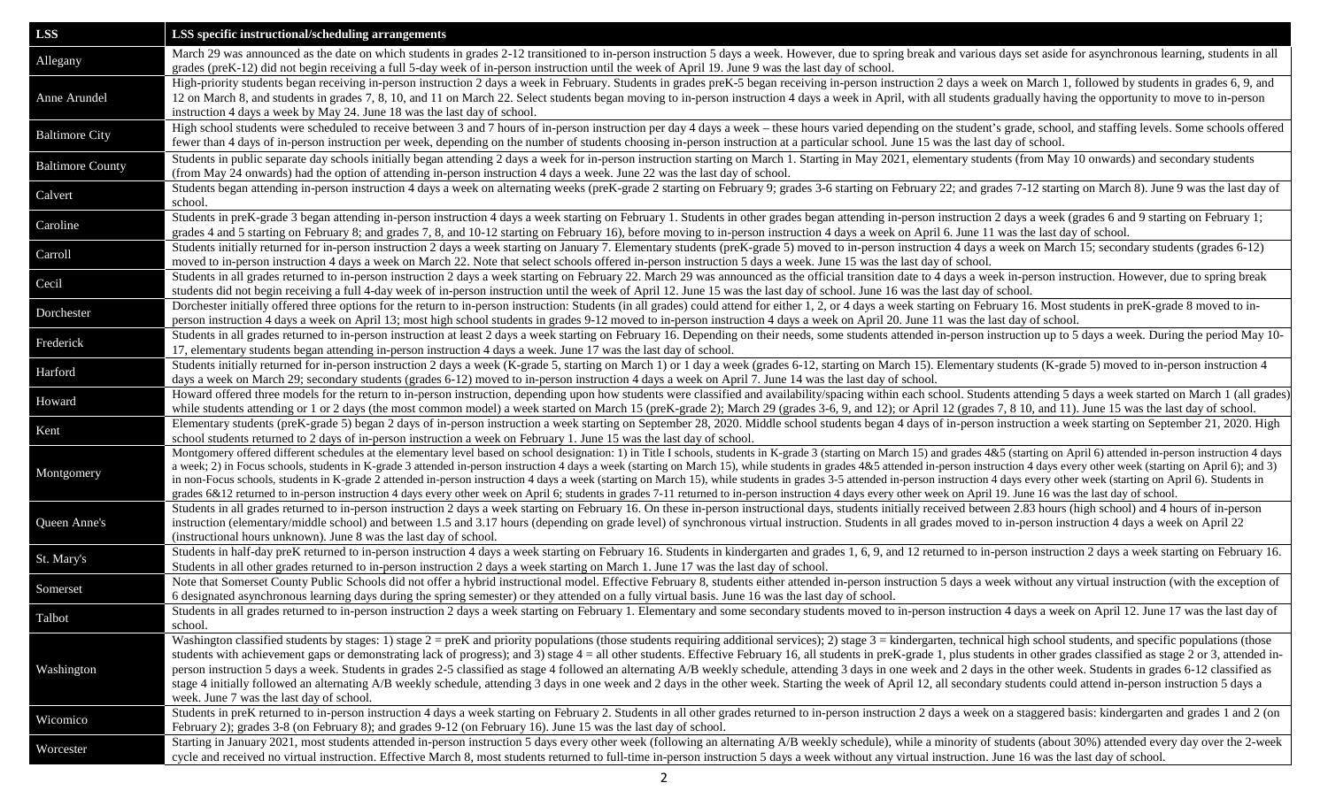| LSS | LSS specific instructional/scheduling arrangements |
| --- | --- |
| Allegany | March 29 was announced as the date on which students in grades 2-12 transitioned to in-person instruction 5 days a week. However, due to spring break and various days set aside for asynchronous learning, students in all grades (preK-12) did not begin receiving a full 5-day week of in-person instruction until the week of April 19. June 9 was the last day of school. |
| Anne Arundel | High-priority students began receiving in-person instruction 2 days a week in February. Students in grades preK-5 began receiving in-person instruction 2 days a week on March 1, followed by students in grades 6, 9, and 12 on March 8, and students in grades 7, 8, 10, and 11 on March 22. Select students began moving to in-person instruction 4 days a week in April, with all students gradually having the opportunity to move to in-person instruction 4 days a week by May 24. June 18 was the last day of school. |
| Baltimore City | High school students were scheduled to receive between 3 and 7 hours of in-person instruction per day 4 days a week – these hours varied depending on the student's grade, school, and staffing levels. Some schools offered fewer than 4 days of in-person instruction per week, depending on the number of students choosing in-person instruction at a particular school. June 15 was the last day of school. |
| Baltimore County | Students in public separate day schools initially began attending 2 days a week for in-person instruction starting on March 1. Starting in May 2021, elementary students (from May 10 onwards) and secondary students (from May 24 onwards) had the option of attending in-person instruction 4 days a week. June 22 was the last day of school. |
| Calvert | Students began attending in-person instruction 4 days a week on alternating weeks (preK-grade 2 starting on February 9; grades 3-6 starting on February 22; and grades 7-12 starting on March 8). June 9 was the last day of school. |
| Caroline | Students in preK-grade 3 began attending in-person instruction 4 days a week starting on February 1. Students in other grades began attending in-person instruction 2 days a week (grades 6 and 9 starting on February 1; grades 4 and 5 starting on February 8; and grades 7, 8, and 10-12 starting on February 16), before moving to in-person instruction 4 days a week on April 6. June 11 was the last day of school. |
| Carroll | Students initially returned for in-person instruction 2 days a week starting on January 7. Elementary students (preK-grade 5) moved to in-person instruction 4 days a week on March 15; secondary students (grades 6-12) moved to in-person instruction 4 days a week on March 22. Note that select schools offered in-person instruction 5 days a week. June 15 was the last day of school. |
| Cecil | Students in all grades returned to in-person instruction 2 days a week starting on February 22. March 29 was announced as the official transition date to 4 days a week in-person instruction. However, due to spring break students did not begin receiving a full 4-day week of in-person instruction until the week of April 12. June 15 was the last day of school. June 16 was the last day of school. |
| Dorchester | Dorchester initially offered three options for the return to in-person instruction: Students (in all grades) could attend for either 1, 2, or 4 days a week starting on February 16. Most students in preK-grade 8 moved to in-person instruction 4 days a week on April 13; most high school students in grades 9-12 moved to in-person instruction 4 days a week on April 20. June 11 was the last day of school. |
| Frederick | Students in all grades returned to in-person instruction at least 2 days a week starting on February 16. Depending on their needs, some students attended in-person instruction up to 5 days a week. During the period May 10-17, elementary students began attending in-person instruction 4 days a week. June 17 was the last day of school. |
| Harford | Students initially returned for in-person instruction 2 days a week (K-grade 5, starting on March 1) or 1 day a week (grades 6-12, starting on March 15). Elementary students (K-grade 5) moved to in-person instruction 4 days a week on March 29; secondary students (grades 6-12) moved to in-person instruction 4 days a week on April 7. June 14 was the last day of school. |
| Howard | Howard offered three models for the return to in-person instruction, depending upon how students were classified and availability/spacing within each school. Students attending 5 days a week started on March 1 (all grades) while students attending or 1 or 2 days (the most common model) a week started on March 15 (preK-grade 2); March 29 (grades 3-6, 9, and 12); or April 12 (grades 7, 8 10, and 11). June 15 was the last day of school. |
| Kent | Elementary students (preK-grade 5) began 2 days of in-person instruction a week starting on September 28, 2020. Middle school students began 4 days of in-person instruction a week starting on September 21, 2020. High school students returned to 2 days of in-person instruction a week on February 1. June 15 was the last day of school. |
| Montgomery | Montgomery offered different schedules at the elementary level based on school designation: 1) in Title I schools, students in K-grade 3 (starting on March 15) and grades 4&5 (starting on April 6) attended in-person instruction 4 days a week; 2) in Focus schools, students in K-grade 3 attended in-person instruction 4 days a week (starting on March 15), while students in grades 4&5 attended in-person instruction 4 days every other week (starting on April 6); and 3) in non-Focus schools, students in K-grade 2 attended in-person instruction 4 days a week (starting on March 15), while students in grades 3-5 attended in-person instruction 4 days every other week (starting on April 6). Students in grades 6&12 returned to in-person instruction 4 days every other week on April 6; students in grades 7-11 returned to in-person instruction 4 days every other week on April 19. June 16 was the last day of school. |
| Queen Anne's | Students in all grades returned to in-person instruction 2 days a week starting on February 16. On these in-person instructional days, students initially received between 2.83 hours (high school) and 4 hours of in-person instruction (elementary/middle school) and between 1.5 and 3.17 hours (depending on grade level) of synchronous virtual instruction. Students in all grades moved to in-person instruction 4 days a week on April 22 (instructional hours unknown). June 8 was the last day of school. |
| St. Mary's | Students in half-day preK returned to in-person instruction 4 days a week starting on February 16. Students in kindergarten and grades 1, 6, 9, and 12 returned to in-person instruction 2 days a week starting on February 16. Students in all other grades returned to in-person instruction 2 days a week starting on March 1. June 17 was the last day of school. |
| Somerset | Note that Somerset County Public Schools did not offer a hybrid instructional model. Effective February 8, students either attended in-person instruction 5 days a week without any virtual instruction (with the exception of 6 designated asynchronous learning days during the spring semester) or they attended on a fully virtual basis. June 16 was the last day of school. |
| Talbot | Students in all grades returned to in-person instruction 2 days a week starting on February 1. Elementary and some secondary students moved to in-person instruction 4 days a week on April 12. June 17 was the last day of school. |
| Washington | Washington classified students by stages: 1) stage 2 = preK and priority populations (those students requiring additional services); 2) stage 3 = kindergarten, technical high school students, and specific populations (those students with achievement gaps or demonstrating lack of progress); and 3) stage 4 = all other students. Effective February 16, all students in preK-grade 1, plus students in other grades classified as stage 2 or 3, attended in-person instruction 5 days a week. Students in grades 2-5 classified as stage 4 followed an alternating A/B weekly schedule, attending 3 days in one week and 2 days in the other week. Students in grades 6-12 classified as stage 4 initially followed an alternating A/B weekly schedule, attending 3 days in one week and 2 days in the other week. Starting the week of April 12, all secondary students could attend in-person instruction 5 days a week. June 7 was the last day of school. |
| Wicomico | Students in preK returned to in-person instruction 4 days a week starting on February 2. Students in all other grades returned to in-person instruction 2 days a week on a staggered basis: kindergarten and grades 1 and 2 (on February 2); grades 3-8 (on February 8); and grades 9-12 (on February 16). June 15 was the last day of school. |
| Worcester | Starting in January 2021, most students attended in-person instruction 5 days every other week (following an alternating A/B weekly schedule), while a minority of students (about 30%) attended every day over the 2-week cycle and received no virtual instruction. Effective March 8, most students returned to full-time in-person instruction 5 days a week without any virtual instruction. June 16 was the last day of school. |